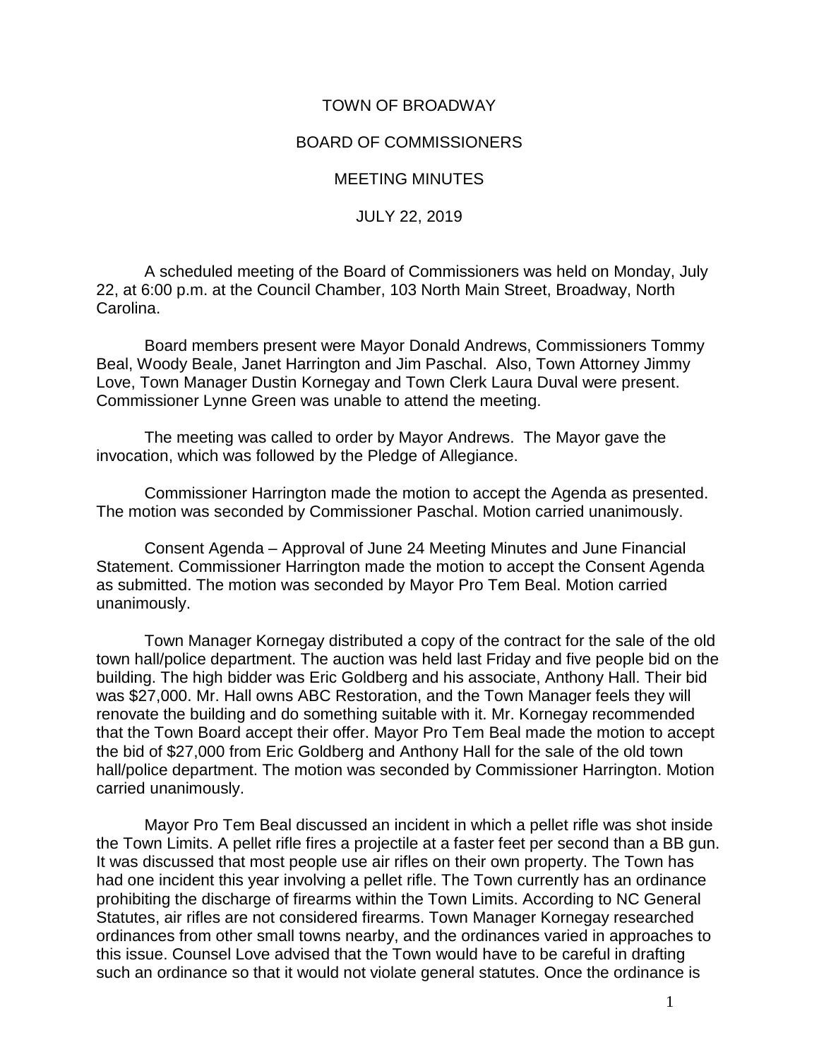# TOWN OF BROADWAY

## BOARD OF COMMISSIONERS

## MEETING MINUTES

## JULY 22, 2019

A scheduled meeting of the Board of Commissioners was held on Monday, July 22, at 6:00 p.m. at the Council Chamber, 103 North Main Street, Broadway, North Carolina.

Board members present were Mayor Donald Andrews, Commissioners Tommy Beal, Woody Beale, Janet Harrington and Jim Paschal. Also, Town Attorney Jimmy Love, Town Manager Dustin Kornegay and Town Clerk Laura Duval were present. Commissioner Lynne Green was unable to attend the meeting.

The meeting was called to order by Mayor Andrews. The Mayor gave the invocation, which was followed by the Pledge of Allegiance.

Commissioner Harrington made the motion to accept the Agenda as presented. The motion was seconded by Commissioner Paschal. Motion carried unanimously.

Consent Agenda – Approval of June 24 Meeting Minutes and June Financial Statement. Commissioner Harrington made the motion to accept the Consent Agenda as submitted. The motion was seconded by Mayor Pro Tem Beal. Motion carried unanimously.

Town Manager Kornegay distributed a copy of the contract for the sale of the old town hall/police department. The auction was held last Friday and five people bid on the building. The high bidder was Eric Goldberg and his associate, Anthony Hall. Their bid was $27,000. Mr. Hall owns ABC Restoration, and the Town Manager feels they will renovate the building and do something suitable with it. Mr. Kornegay recommended that the Town Board accept their offer. Mayor Pro Tem Beal made the motion to accept the bid of $27,000 from Eric Goldberg and Anthony Hall for the sale of the old town hall/police department. The motion was seconded by Commissioner Harrington. Motion carried unanimously.

Mayor Pro Tem Beal discussed an incident in which a pellet rifle was shot inside the Town Limits. A pellet rifle fires a projectile at a faster feet per second than a BB gun. It was discussed that most people use air rifles on their own property. The Town has had one incident this year involving a pellet rifle. The Town currently has an ordinance prohibiting the discharge of firearms within the Town Limits. According to NC General Statutes, air rifles are not considered firearms. Town Manager Kornegay researched ordinances from other small towns nearby, and the ordinances varied in approaches to this issue. Counsel Love advised that the Town would have to be careful in drafting such an ordinance so that it would not violate general statutes. Once the ordinance is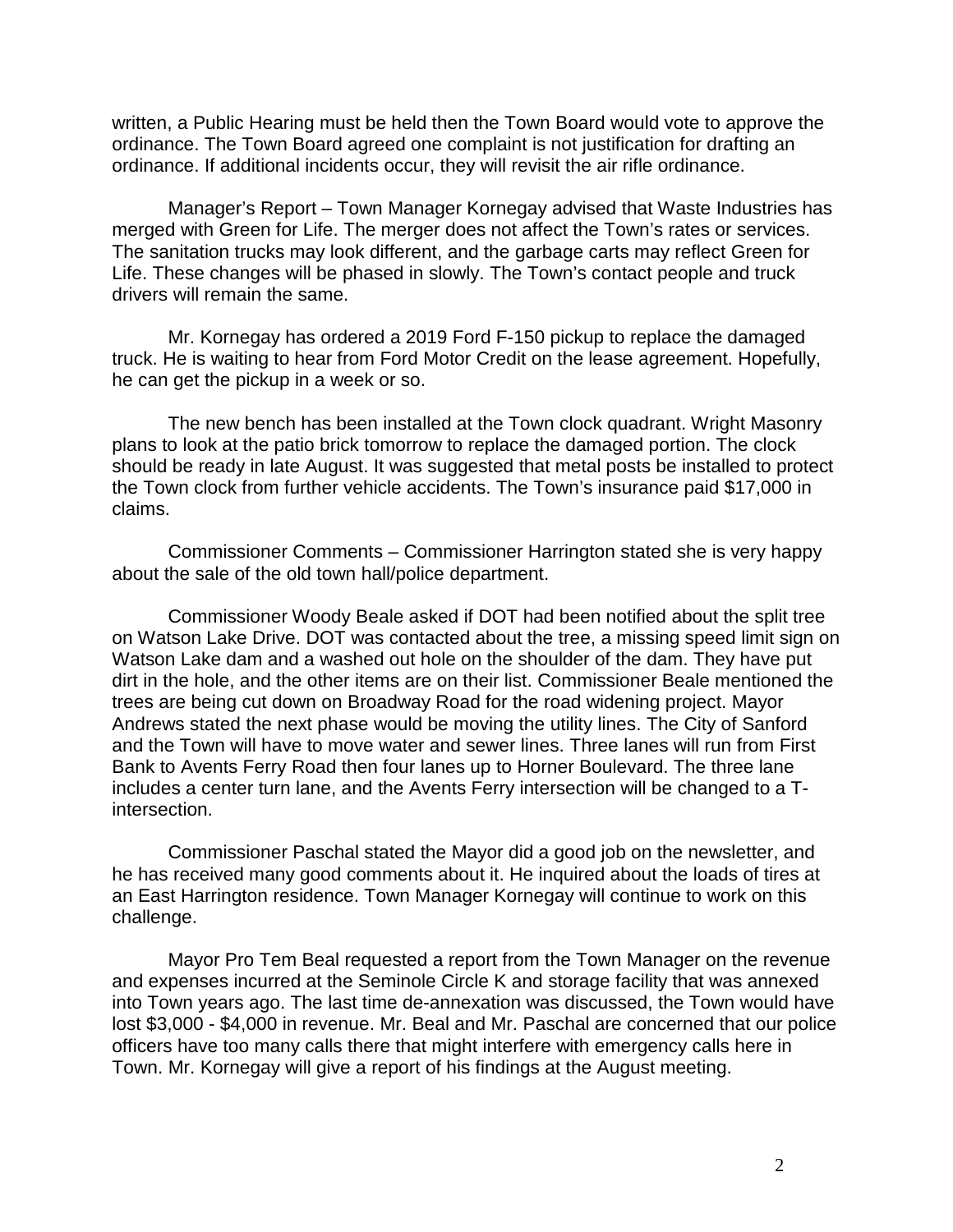written, a Public Hearing must be held then the Town Board would vote to approve the ordinance. The Town Board agreed one complaint is not justification for drafting an ordinance. If additional incidents occur, they will revisit the air rifle ordinance.

Manager's Report – Town Manager Kornegay advised that Waste Industries has merged with Green for Life. The merger does not affect the Town's rates or services. The sanitation trucks may look different, and the garbage carts may reflect Green for Life. These changes will be phased in slowly. The Town's contact people and truck drivers will remain the same.

Mr. Kornegay has ordered a 2019 Ford F-150 pickup to replace the damaged truck. He is waiting to hear from Ford Motor Credit on the lease agreement. Hopefully, he can get the pickup in a week or so.

The new bench has been installed at the Town clock quadrant. Wright Masonry plans to look at the patio brick tomorrow to replace the damaged portion. The clock should be ready in late August. It was suggested that metal posts be installed to protect the Town clock from further vehicle accidents. The Town's insurance paid $17,000 in claims.

Commissioner Comments – Commissioner Harrington stated she is very happy about the sale of the old town hall/police department.

Commissioner Woody Beale asked if DOT had been notified about the split tree on Watson Lake Drive. DOT was contacted about the tree, a missing speed limit sign on Watson Lake dam and a washed out hole on the shoulder of the dam. They have put dirt in the hole, and the other items are on their list. Commissioner Beale mentioned the trees are being cut down on Broadway Road for the road widening project. Mayor Andrews stated the next phase would be moving the utility lines. The City of Sanford and the Town will have to move water and sewer lines. Three lanes will run from First Bank to Avents Ferry Road then four lanes up to Horner Boulevard. The three lane includes a center turn lane, and the Avents Ferry intersection will be changed to a T-intersection.

Commissioner Paschal stated the Mayor did a good job on the newsletter, and he has received many good comments about it. He inquired about the loads of tires at an East Harrington residence. Town Manager Kornegay will continue to work on this challenge.

Mayor Pro Tem Beal requested a report from the Town Manager on the revenue and expenses incurred at the Seminole Circle K and storage facility that was annexed into Town years ago. The last time de-annexation was discussed, the Town would have lost $3,000 - $4,000 in revenue. Mr. Beal and Mr. Paschal are concerned that our police officers have too many calls there that might interfere with emergency calls here in Town. Mr. Kornegay will give a report of his findings at the August meeting.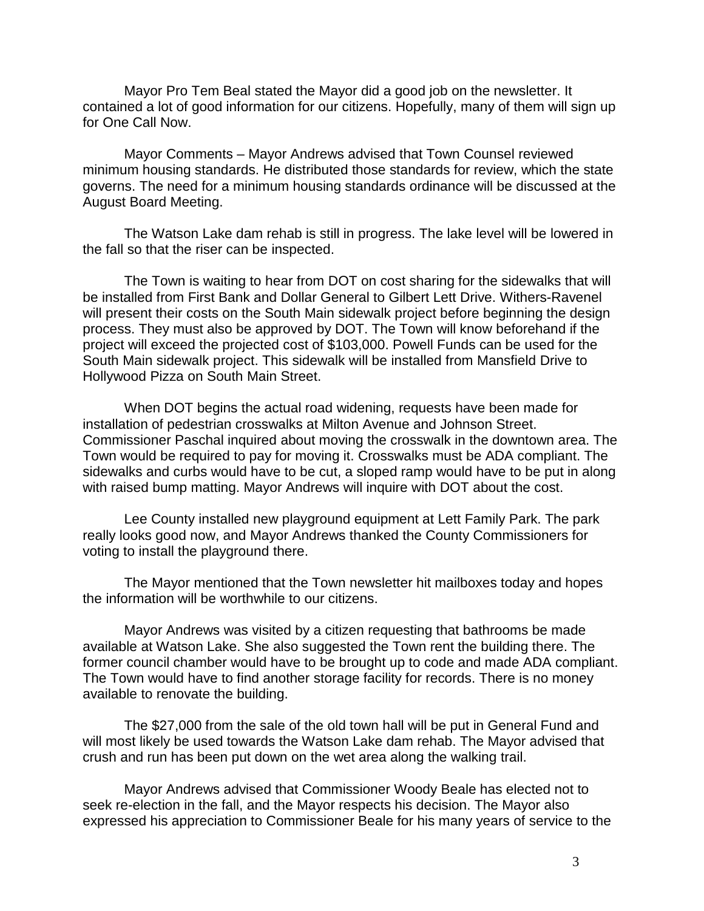Mayor Pro Tem Beal stated the Mayor did a good job on the newsletter. It contained a lot of good information for our citizens. Hopefully, many of them will sign up for One Call Now.

Mayor Comments – Mayor Andrews advised that Town Counsel reviewed minimum housing standards. He distributed those standards for review, which the state governs. The need for a minimum housing standards ordinance will be discussed at the August Board Meeting.

The Watson Lake dam rehab is still in progress. The lake level will be lowered in the fall so that the riser can be inspected.

The Town is waiting to hear from DOT on cost sharing for the sidewalks that will be installed from First Bank and Dollar General to Gilbert Lett Drive. Withers-Ravenel will present their costs on the South Main sidewalk project before beginning the design process. They must also be approved by DOT. The Town will know beforehand if the project will exceed the projected cost of $103,000. Powell Funds can be used for the South Main sidewalk project. This sidewalk will be installed from Mansfield Drive to Hollywood Pizza on South Main Street.

When DOT begins the actual road widening, requests have been made for installation of pedestrian crosswalks at Milton Avenue and Johnson Street. Commissioner Paschal inquired about moving the crosswalk in the downtown area. The Town would be required to pay for moving it. Crosswalks must be ADA compliant. The sidewalks and curbs would have to be cut, a sloped ramp would have to be put in along with raised bump matting. Mayor Andrews will inquire with DOT about the cost.

Lee County installed new playground equipment at Lett Family Park. The park really looks good now, and Mayor Andrews thanked the County Commissioners for voting to install the playground there.

The Mayor mentioned that the Town newsletter hit mailboxes today and hopes the information will be worthwhile to our citizens.

Mayor Andrews was visited by a citizen requesting that bathrooms be made available at Watson Lake. She also suggested the Town rent the building there. The former council chamber would have to be brought up to code and made ADA compliant. The Town would have to find another storage facility for records. There is no money available to renovate the building.

The $27,000 from the sale of the old town hall will be put in General Fund and will most likely be used towards the Watson Lake dam rehab. The Mayor advised that crush and run has been put down on the wet area along the walking trail.

Mayor Andrews advised that Commissioner Woody Beale has elected not to seek re-election in the fall, and the Mayor respects his decision. The Mayor also expressed his appreciation to Commissioner Beale for his many years of service to the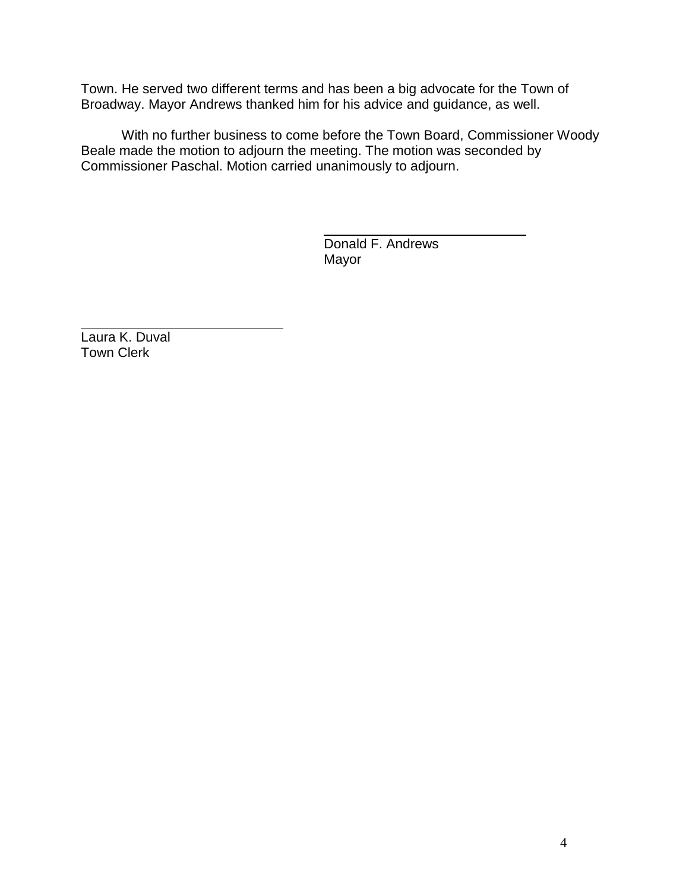Town. He served two different terms and has been a big advocate for the Town of Broadway. Mayor Andrews thanked him for his advice and guidance, as well.

With no further business to come before the Town Board, Commissioner Woody Beale made the motion to adjourn the meeting. The motion was seconded by Commissioner Paschal. Motion carried unanimously to adjourn.

\_\_\_\_\_\_\_\_\_\_\_\_\_\_\_\_\_\_\_\_\_\_\_\_\_\_\_\_\_\_
Donald F. Andrews
Mayor

\_\_\_\_\_\_\_\_\_\_\_\_\_\_\_\_\_\_\_\_\_\_\_\_\_\_\_\_\_\_
Laura K. Duval
Town Clerk